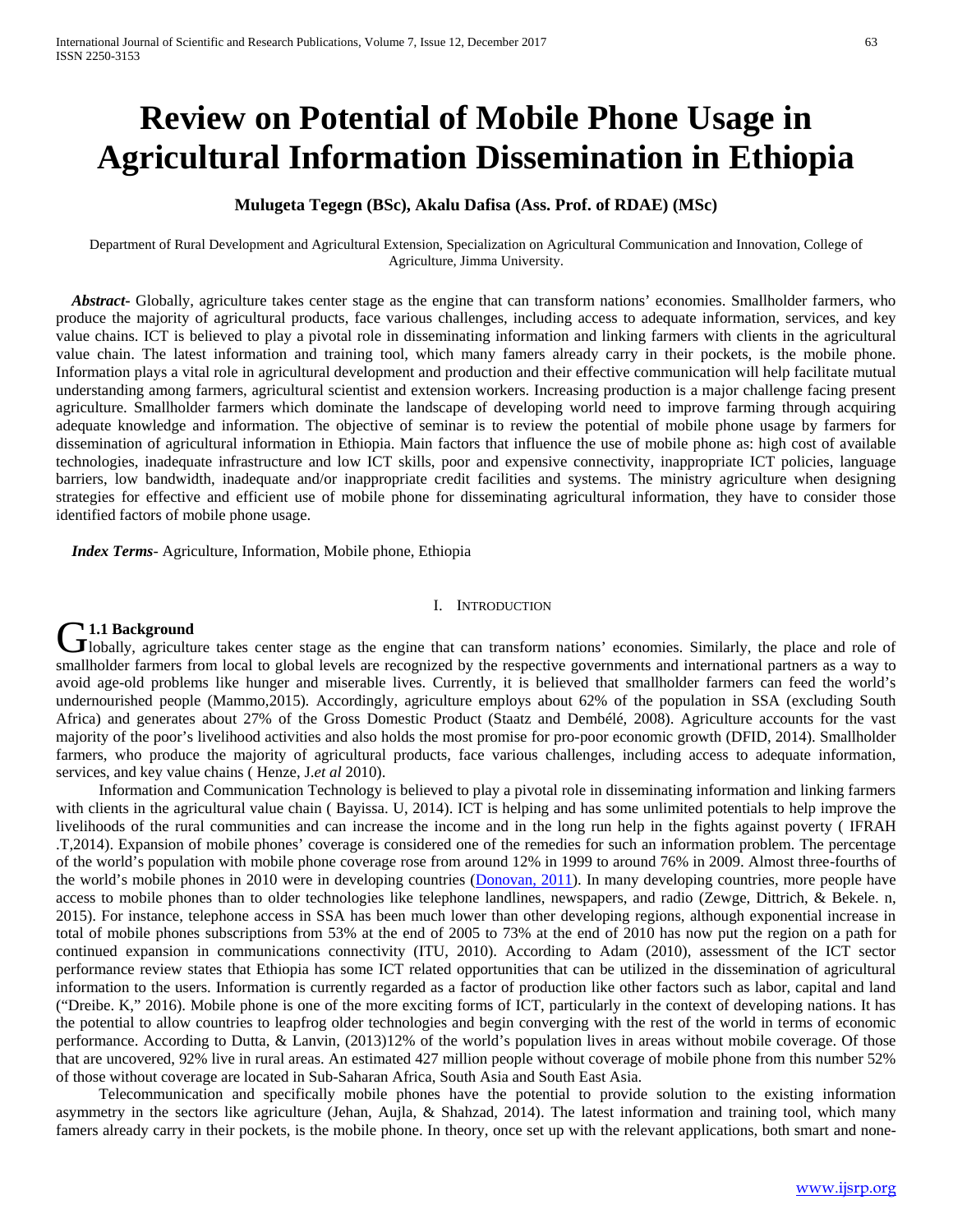# Review on Potential of Mobile Phone Usage in Agricultural Information Dissemination in Ethiopia

**Mulugeta Tegegn (BSc), Akalu Dafisa (Ass. Prof. of RDAE) (MSc)**

Department of Rural Development and Agricultural Extension, Specialization on Agricultural Communication and Innovation, College of Agriculture, Jimma University.

***Abstract***- Globally, agriculture takes center stage as the engine that can transform nations' economies. Smallholder farmers, who produce the majority of agricultural products, face various challenges, including access to adequate information, services, and key value chains. ICT is believed to play a pivotal role in disseminating information and linking farmers with clients in the agricultural value chain. The latest information and training tool, which many famers already carry in their pockets, is the mobile phone. Information plays a vital role in agricultural development and production and their effective communication will help facilitate mutual understanding among farmers, agricultural scientist and extension workers. Increasing production is a major challenge facing present agriculture. Smallholder farmers which dominate the landscape of developing world need to improve farming through acquiring adequate knowledge and information. The objective of seminar is to review the potential of mobile phone usage by farmers for dissemination of agricultural information in Ethiopia. Main factors that influence the use of mobile phone as: high cost of available technologies, inadequate infrastructure and low ICT skills, poor and expensive connectivity, inappropriate ICT policies, language barriers, low bandwidth, inadequate and/or inappropriate credit facilities and systems. The ministry agriculture when designing strategies for effective and efficient use of mobile phone for disseminating agricultural information, they have to consider those identified factors of mobile phone usage.

***Index Terms***- Agriculture, Information, Mobile phone, Ethiopia

## I. Introduction

### 1.1 Background

Globally, agriculture takes center stage as the engine that can transform nations' economies. Similarly, the place and role of smallholder farmers from local to global levels are recognized by the respective governments and international partners as a way to avoid age-old problems like hunger and miserable lives. Currently, it is believed that smallholder farmers can feed the world's undernourished people (Mammo,2015). Accordingly, agriculture employs about 62% of the population in SSA (excluding South Africa) and generates about 27% of the Gross Domestic Product (Staatz and Dembélé, 2008). Agriculture accounts for the vast majority of the poor's livelihood activities and also holds the most promise for pro-poor economic growth (DFID, 2014). Smallholder farmers, who produce the majority of agricultural products, face various challenges, including access to adequate information, services, and key value chains ( Henze, J.*et al* 2010).

Information and Communication Technology is believed to play a pivotal role in disseminating information and linking farmers with clients in the agricultural value chain ( Bayissa. U, 2014). ICT is helping and has some unlimited potentials to help improve the livelihoods of the rural communities and can increase the income and in the long run help in the fights against poverty ( IFRAH .T,2014). Expansion of mobile phones' coverage is considered one of the remedies for such an information problem. The percentage of the world's population with mobile phone coverage rose from around 12% in 1999 to around 76% in 2009. Almost three-fourths of the world's mobile phones in 2010 were in developing countries (Donovan, 2011). In many developing countries, more people have access to mobile phones than to older technologies like telephone landlines, newspapers, and radio (Zewge, Dittrich, & Bekele. n, 2015). For instance, telephone access in SSA has been much lower than other developing regions, although exponential increase in total of mobile phones subscriptions from 53% at the end of 2005 to 73% at the end of 2010 has now put the region on a path for continued expansion in communications connectivity (ITU, 2010). According to Adam (2010), assessment of the ICT sector performance review states that Ethiopia has some ICT related opportunities that can be utilized in the dissemination of agricultural information to the users. Information is currently regarded as a factor of production like other factors such as labor, capital and land ("Dreibe. K," 2016). Mobile phone is one of the more exciting forms of ICT, particularly in the context of developing nations. It has the potential to allow countries to leapfrog older technologies and begin converging with the rest of the world in terms of economic performance. According to Dutta, & Lanvin, (2013)12% of the world's population lives in areas without mobile coverage. Of those that are uncovered, 92% live in rural areas. An estimated 427 million people without coverage of mobile phone from this number 52% of those without coverage are located in Sub-Saharan Africa, South Asia and South East Asia.

Telecommunication and specifically mobile phones have the potential to provide solution to the existing information asymmetry in the sectors like agriculture (Jehan, Aujla, & Shahzad, 2014). The latest information and training tool, which many famers already carry in their pockets, is the mobile phone. In theory, once set up with the relevant applications, both smart and none-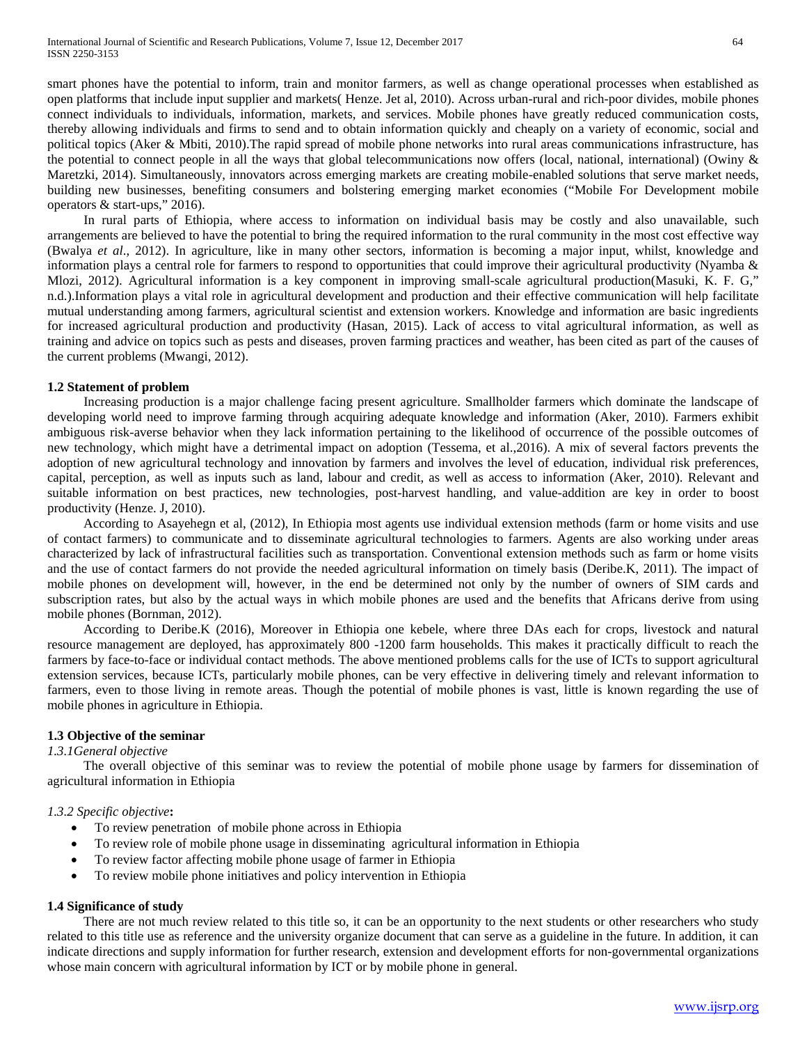smart phones have the potential to inform, train and monitor farmers, as well as change operational processes when established as open platforms that include input supplier and markets( Henze. Jet al, 2010). Across urban-rural and rich-poor divides, mobile phones connect individuals to individuals, information, markets, and services. Mobile phones have greatly reduced communication costs, thereby allowing individuals and firms to send and to obtain information quickly and cheaply on a variety of economic, social and political topics (Aker & Mbiti, 2010).The rapid spread of mobile phone networks into rural areas communications infrastructure, has the potential to connect people in all the ways that global telecommunications now offers (local, national, international) (Owiny & Maretzki, 2014). Simultaneously, innovators across emerging markets are creating mobile-enabled solutions that serve market needs, building new businesses, benefiting consumers and bolstering emerging market economies ("Mobile For Development mobile operators & start-ups," 2016).

In rural parts of Ethiopia, where access to information on individual basis may be costly and also unavailable, such arrangements are believed to have the potential to bring the required information to the rural community in the most cost effective way (Bwalya *et al*., 2012). In agriculture, like in many other sectors, information is becoming a major input, whilst, knowledge and information plays a central role for farmers to respond to opportunities that could improve their agricultural productivity (Nyamba & Mlozi, 2012). Agricultural information is a key component in improving small-scale agricultural production(Masuki, K. F. G," n.d.).Information plays a vital role in agricultural development and production and their effective communication will help facilitate mutual understanding among farmers, agricultural scientist and extension workers. Knowledge and information are basic ingredients for increased agricultural production and productivity (Hasan, 2015). Lack of access to vital agricultural information, as well as training and advice on topics such as pests and diseases, proven farming practices and weather, has been cited as part of the causes of the current problems (Mwangi, 2012).

### 1.2 Statement of problem

Increasing production is a major challenge facing present agriculture. Smallholder farmers which dominate the landscape of developing world need to improve farming through acquiring adequate knowledge and information (Aker, 2010). Farmers exhibit ambiguous risk-averse behavior when they lack information pertaining to the likelihood of occurrence of the possible outcomes of new technology, which might have a detrimental impact on adoption (Tessema, et al.,2016). A mix of several factors prevents the adoption of new agricultural technology and innovation by farmers and involves the level of education, individual risk preferences, capital, perception, as well as inputs such as land, labour and credit, as well as access to information (Aker, 2010). Relevant and suitable information on best practices, new technologies, post-harvest handling, and value-addition are key in order to boost productivity (Henze. J, 2010).

According to Asayehegn et al, (2012), In Ethiopia most agents use individual extension methods (farm or home visits and use of contact farmers) to communicate and to disseminate agricultural technologies to farmers. Agents are also working under areas characterized by lack of infrastructural facilities such as transportation. Conventional extension methods such as farm or home visits and the use of contact farmers do not provide the needed agricultural information on timely basis (Deribe.K, 2011). The impact of mobile phones on development will, however, in the end be determined not only by the number of owners of SIM cards and subscription rates, but also by the actual ways in which mobile phones are used and the benefits that Africans derive from using mobile phones (Bornman, 2012).

According to Deribe.K (2016), Moreover in Ethiopia one kebele, where three DAs each for crops, livestock and natural resource management are deployed, has approximately 800 -1200 farm households. This makes it practically difficult to reach the farmers by face-to-face or individual contact methods. The above mentioned problems calls for the use of ICTs to support agricultural extension services, because ICTs, particularly mobile phones, can be very effective in delivering timely and relevant information to farmers, even to those living in remote areas. Though the potential of mobile phones is vast, little is known regarding the use of mobile phones in agriculture in Ethiopia.

### 1.3 Objective of the seminar

#### *1.3.1General objective*

The overall objective of this seminar was to review the potential of mobile phone usage by farmers for dissemination of agricultural information in Ethiopia

#### *1.3.2 Specific objective*:

- To review penetration of mobile phone across in Ethiopia
- To review role of mobile phone usage in disseminating agricultural information in Ethiopia
- To review factor affecting mobile phone usage of farmer in Ethiopia
- To review mobile phone initiatives and policy intervention in Ethiopia

### 1.4 Significance of study

There are not much review related to this title so, it can be an opportunity to the next students or other researchers who study related to this title use as reference and the university organize document that can serve as a guideline in the future. In addition, it can indicate directions and supply information for further research, extension and development efforts for non-governmental organizations whose main concern with agricultural information by ICT or by mobile phone in general.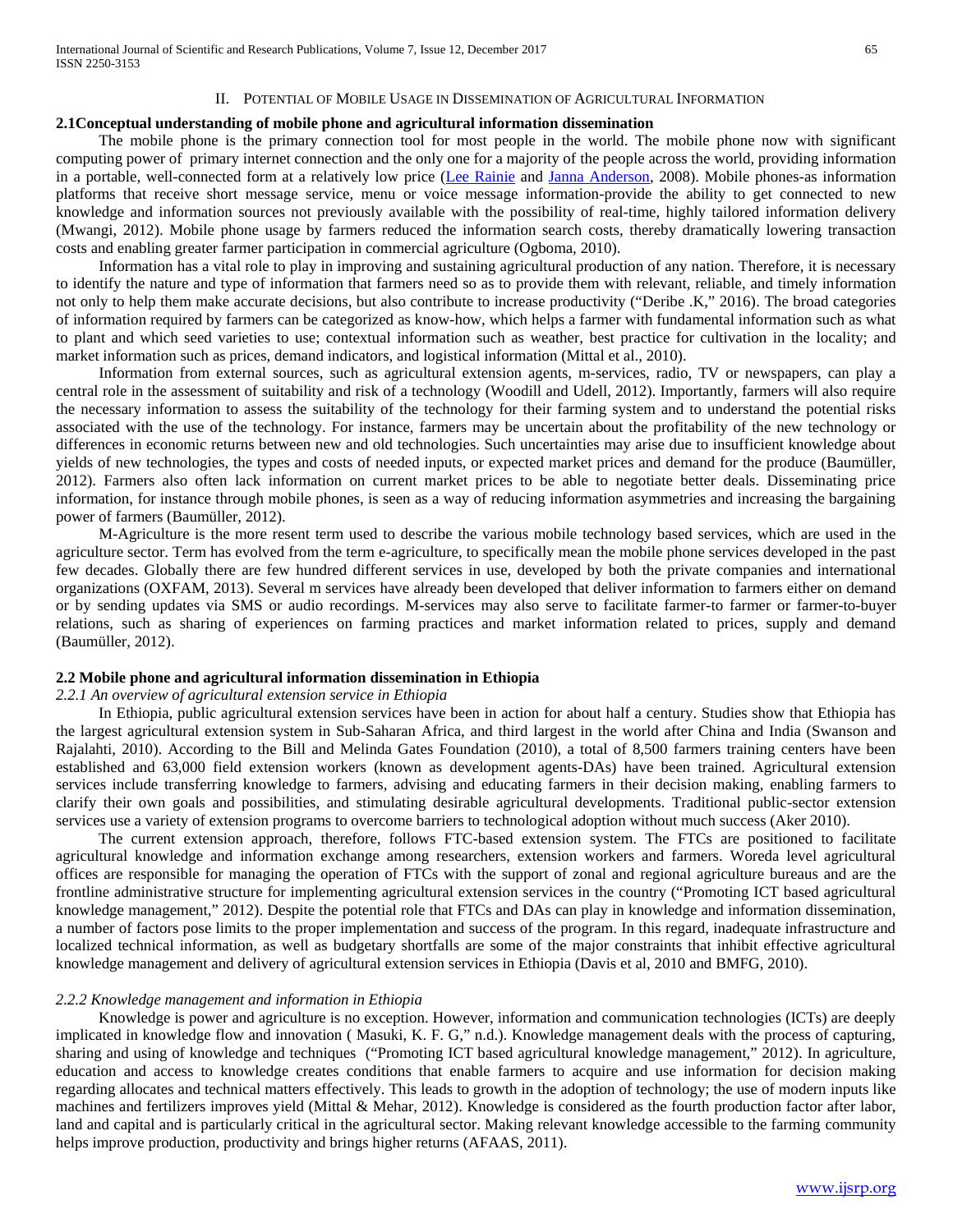## II. Potential of Mobile Usage in Dissemination of Agricultural Information

### 2.1 Conceptual understanding of mobile phone and agricultural information dissemination

The mobile phone is the primary connection tool for most people in the world. The mobile phone now with significant computing power of primary internet connection and the only one for a majority of the people across the world, providing information in a portable, well-connected form at a relatively low price (Lee Rainie and Janna Anderson, 2008). Mobile phones-as information platforms that receive short message service, menu or voice message information-provide the ability to get connected to new knowledge and information sources not previously available with the possibility of real-time, highly tailored information delivery (Mwangi, 2012). Mobile phone usage by farmers reduced the information search costs, thereby dramatically lowering transaction costs and enabling greater farmer participation in commercial agriculture (Ogboma, 2010).

Information has a vital role to play in improving and sustaining agricultural production of any nation. Therefore, it is necessary to identify the nature and type of information that farmers need so as to provide them with relevant, reliable, and timely information not only to help them make accurate decisions, but also contribute to increase productivity ("Deribe .K," 2016). The broad categories of information required by farmers can be categorized as know-how, which helps a farmer with fundamental information such as what to plant and which seed varieties to use; contextual information such as weather, best practice for cultivation in the locality; and market information such as prices, demand indicators, and logistical information (Mittal et al., 2010).

Information from external sources, such as agricultural extension agents, m-services, radio, TV or newspapers, can play a central role in the assessment of suitability and risk of a technology (Woodill and Udell, 2012). Importantly, farmers will also require the necessary information to assess the suitability of the technology for their farming system and to understand the potential risks associated with the use of the technology. For instance, farmers may be uncertain about the profitability of the new technology or differences in economic returns between new and old technologies. Such uncertainties may arise due to insufficient knowledge about yields of new technologies, the types and costs of needed inputs, or expected market prices and demand for the produce (Baumüller, 2012). Farmers also often lack information on current market prices to be able to negotiate better deals. Disseminating price information, for instance through mobile phones, is seen as a way of reducing information asymmetries and increasing the bargaining power of farmers (Baumüller, 2012).

M-Agriculture is the more resent term used to describe the various mobile technology based services, which are used in the agriculture sector. Term has evolved from the term e-agriculture, to specifically mean the mobile phone services developed in the past few decades. Globally there are few hundred different services in use, developed by both the private companies and international organizations (OXFAM, 2013). Several m services have already been developed that deliver information to farmers either on demand or by sending updates via SMS or audio recordings. M-services may also serve to facilitate farmer-to farmer or farmer-to-buyer relations, such as sharing of experiences on farming practices and market information related to prices, supply and demand (Baumüller, 2012).

### 2.2 Mobile phone and agricultural information dissemination in Ethiopia

#### *2.2.1 An overview of agricultural extension service in Ethiopia*

In Ethiopia, public agricultural extension services have been in action for about half a century. Studies show that Ethiopia has the largest agricultural extension system in Sub-Saharan Africa, and third largest in the world after China and India (Swanson and Rajalahti, 2010). According to the Bill and Melinda Gates Foundation (2010), a total of 8,500 farmers training centers have been established and 63,000 field extension workers (known as development agents-DAs) have been trained. Agricultural extension services include transferring knowledge to farmers, advising and educating farmers in their decision making, enabling farmers to clarify their own goals and possibilities, and stimulating desirable agricultural developments. Traditional public-sector extension services use a variety of extension programs to overcome barriers to technological adoption without much success (Aker 2010).

The current extension approach, therefore, follows FTC-based extension system. The FTCs are positioned to facilitate agricultural knowledge and information exchange among researchers, extension workers and farmers. Woreda level agricultural offices are responsible for managing the operation of FTCs with the support of zonal and regional agriculture bureaus and are the frontline administrative structure for implementing agricultural extension services in the country ("Promoting ICT based agricultural knowledge management," 2012). Despite the potential role that FTCs and DAs can play in knowledge and information dissemination, a number of factors pose limits to the proper implementation and success of the program. In this regard, inadequate infrastructure and localized technical information, as well as budgetary shortfalls are some of the major constraints that inhibit effective agricultural knowledge management and delivery of agricultural extension services in Ethiopia (Davis et al, 2010 and BMFG, 2010).

#### *2.2.2 Knowledge management and information in Ethiopia*

Knowledge is power and agriculture is no exception. However, information and communication technologies (ICTs) are deeply implicated in knowledge flow and innovation ( Masuki, K. F. G," n.d.). Knowledge management deals with the process of capturing, sharing and using of knowledge and techniques ("Promoting ICT based agricultural knowledge management," 2012). In agriculture, education and access to knowledge creates conditions that enable farmers to acquire and use information for decision making regarding allocates and technical matters effectively. This leads to growth in the adoption of technology; the use of modern inputs like machines and fertilizers improves yield (Mittal & Mehar, 2012). Knowledge is considered as the fourth production factor after labor, land and capital and is particularly critical in the agricultural sector. Making relevant knowledge accessible to the farming community helps improve production, productivity and brings higher returns (AFAAS, 2011).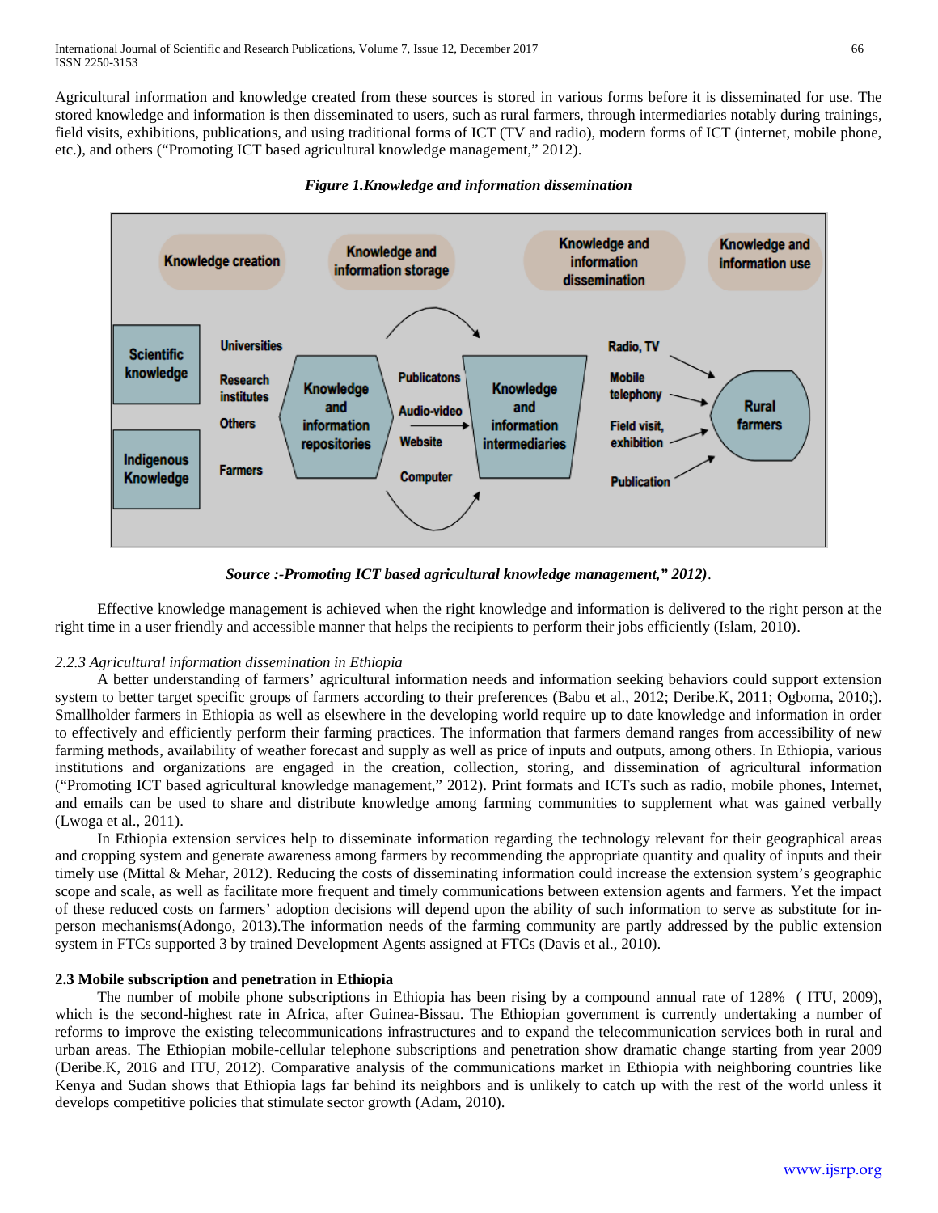Agricultural information and knowledge created from these sources is stored in various forms before it is disseminated for use. The stored knowledge and information is then disseminated to users, such as rural farmers, through intermediaries notably during trainings, field visits, exhibitions, publications, and using traditional forms of ICT (TV and radio), modern forms of ICT (internet, mobile phone, etc.), and others ("Promoting ICT based agricultural knowledge management," 2012).

***Figure 1.Knowledge and information dissemination***

***Source :-Promoting ICT based agricultural knowledge management," 2012)***.

Effective knowledge management is achieved when the right knowledge and information is delivered to the right person at the right time in a user friendly and accessible manner that helps the recipients to perform their jobs efficiently (Islam, 2010).

### *2.2.3 Agricultural information dissemination in Ethiopia*

A better understanding of farmers' agricultural information needs and information seeking behaviors could support extension system to better target specific groups of farmers according to their preferences (Babu et al., 2012; Deribe.K, 2011; Ogboma, 2010;). Smallholder farmers in Ethiopia as well as elsewhere in the developing world require up to date knowledge and information in order to effectively and efficiently perform their farming practices. The information that farmers demand ranges from accessibility of new farming methods, availability of weather forecast and supply as well as price of inputs and outputs, among others. In Ethiopia, various institutions and organizations are engaged in the creation, collection, storing, and dissemination of agricultural information ("Promoting ICT based agricultural knowledge management," 2012). Print formats and ICTs such as radio, mobile phones, Internet, and emails can be used to share and distribute knowledge among farming communities to supplement what was gained verbally (Lwoga et al., 2011).

In Ethiopia extension services help to disseminate information regarding the technology relevant for their geographical areas and cropping system and generate awareness among farmers by recommending the appropriate quantity and quality of inputs and their timely use (Mittal & Mehar, 2012). Reducing the costs of disseminating information could increase the extension system's geographic scope and scale, as well as facilitate more frequent and timely communications between extension agents and farmers. Yet the impact of these reduced costs on farmers' adoption decisions will depend upon the ability of such information to serve as substitute for in-person mechanisms(Adongo, 2013).The information needs of the farming community are partly addressed by the public extension system in FTCs supported 3 by trained Development Agents assigned at FTCs (Davis et al., 2010).

### **2.3 Mobile subscription and penetration in Ethiopia**

The number of mobile phone subscriptions in Ethiopia has been rising by a compound annual rate of 128% ( ITU, 2009), which is the second-highest rate in Africa, after Guinea-Bissau. The Ethiopian government is currently undertaking a number of reforms to improve the existing telecommunications infrastructures and to expand the telecommunication services both in rural and urban areas. The Ethiopian mobile-cellular telephone subscriptions and penetration show dramatic change starting from year 2009 (Deribe.K, 2016 and ITU, 2012). Comparative analysis of the communications market in Ethiopia with neighboring countries like Kenya and Sudan shows that Ethiopia lags far behind its neighbors and is unlikely to catch up with the rest of the world unless it develops competitive policies that stimulate sector growth (Adam, 2010).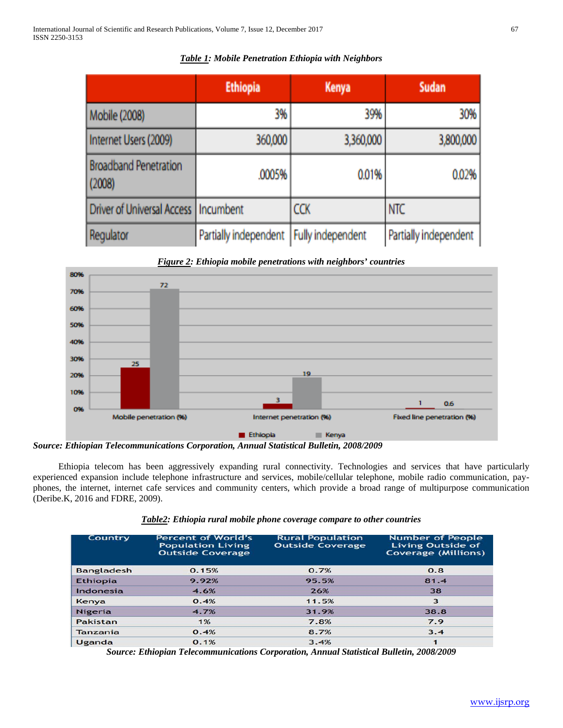***Table 1**: Mobile Penetration Ethiopia with Neighbors*

| | Ethiopia | Kenya | Sudan |
|---|---|---|---|
| Mobile (2008) | 3% | 39% | 30% |
| Internet Users (2009) | 360,000 | 3,360,000 | 3,800,000 |
| Broadband Penetration (2008) | .0005% | 0.01% | 0.02% |
| Driver of Universal Access | Incumbent | CCK | NTC |
| Regulator | Partially independent | Fully independent | Partially independent |

***Figure 2**: Ethiopia mobile penetrations with neighbors' countries*

| | Ethiopia | Kenya |
|---|---|---|
| Mobile penetration (%) | 25 | 72 |
| Internet penetration (%) | 3 | 19 |
| Fixed line penetration (%) | 1 | 0.6 |

***Source: Ethiopian Telecommunications Corporation, Annual Statistical Bulletin, 2008/2009***

Ethiopia telecom has been aggressively expanding rural connectivity. Technologies and services that have particularly experienced expansion include telephone infrastructure and services, mobile/cellular telephone, mobile radio communication, pay-phones, the internet, internet cafe services and community centers, which provide a broad range of multipurpose communication (Deribe.K, 2016 and FDRE, 2009).

***Table2**: Ethiopia rural mobile phone coverage compare to other countries*

| Country | Percent of World's Population Living Outside Coverage | Rural Population Outside Coverage | Number of People Living Outside of Coverage (Millions) |
|---|---|---|---|
| Bangladesh | 0.15% | 0.7% | 0.8 |
| Ethiopia | 9.92% | 95.5% | 81.4 |
| Indonesia | 4.6% | 26% | 38 |
| Kenya | 0.4% | 11.5% | 3 |
| Nigeria | 4.7% | 31.9% | 38.8 |
| Pakistan | 1% | 7.8% | 7.9 |
| Tanzania | 0.4% | 8.7% | 3.4 |
| Uganda | 0.1% | 3.4% | 1 |

***Source: Ethiopian Telecommunications Corporation, Annual Statistical Bulletin, 2008/2009***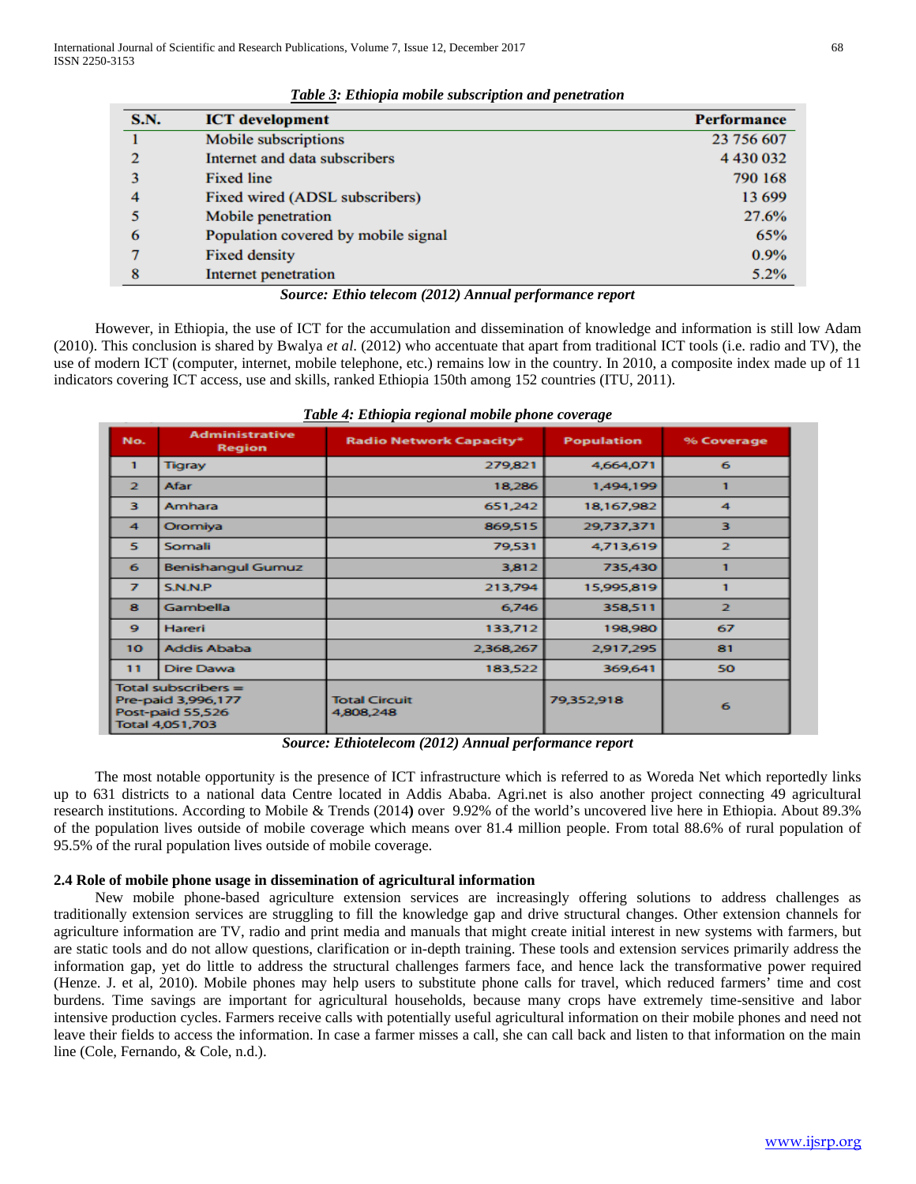***Table 3: Ethiopia mobile subscription and penetration***

| S.N. | ICT development | Performance |
|---|---|---|
| 1 | Mobile subscriptions | 23 756 607 |
| 2 | Internet and data subscribers | 4 430 032 |
| 3 | Fixed line | 790 168 |
| 4 | Fixed wired (ADSL subscribers) | 13 699 |
| 5 | Mobile penetration | 27.6% |
| 6 | Population covered by mobile signal | 65% |
| 7 | Fixed density | 0.9% |
| 8 | Internet penetration | 5.2% |

***Source: Ethio telecom (2012) Annual performance report***

However, in Ethiopia, the use of ICT for the accumulation and dissemination of knowledge and information is still low Adam (2010). This conclusion is shared by Bwalya *et al.* (2012) who accentuate that apart from traditional ICT tools (i.e. radio and TV), the use of modern ICT (computer, internet, mobile telephone, etc.) remains low in the country. In 2010, a composite index made up of 11 indicators covering ICT access, use and skills, ranked Ethiopia 150th among 152 countries (ITU, 2011).

***Table 4: Ethiopia regional mobile phone coverage***

| No. | Administrative Region | Radio Network Capacity* | Population | % Coverage |
|---|---|---|---|---|
| 1 | Tigray | 279,821 | 4,664,071 | 6 |
| 2 | Afar | 18,286 | 1,494,199 | 1 |
| 3 | Amhara | 651,242 | 18,167,982 | 4 |
| 4 | Oromiya | 869,515 | 29,737,371 | 3 |
| 5 | Somali | 79,531 | 4,713,619 | 2 |
| 6 | Benishangul Gumuz | 3,812 | 735,430 | 1 |
| 7 | S.N.N.P | 213,794 | 15,995,819 | 1 |
| 8 | Gambella | 6,746 | 358,511 | 2 |
| 9 | Hareri | 133,712 | 198,980 | 67 |
| 10 | Addis Ababa | 2,368,267 | 2,917,295 | 81 |
| 11 | Dire Dawa | 183,522 | 369,641 | 50 |
| Total subscribers = Pre-paid 3,996,177 Post-paid 55,526 Total 4,051,703 | | Total Circuit 4,808,248 | 79,352,918 | 6 |

***Source: Ethiotelecom (2012) Annual performance report***

The most notable opportunity is the presence of ICT infrastructure which is referred to as Woreda Net which reportedly links up to 631 districts to a national data Centre located in Addis Ababa. Agri.net is also another project connecting 49 agricultural research institutions. According to Mobile & Trends (2014**)** over 9.92% of the world's uncovered live here in Ethiopia. About 89.3% of the population lives outside of mobile coverage which means over 81.4 million people. From total 88.6% of rural population of 95.5% of the rural population lives outside of mobile coverage.

### 2.4 Role of mobile phone usage in dissemination of agricultural information

New mobile phone-based agriculture extension services are increasingly offering solutions to address challenges as traditionally extension services are struggling to fill the knowledge gap and drive structural changes. Other extension channels for agriculture information are TV, radio and print media and manuals that might create initial interest in new systems with farmers, but are static tools and do not allow questions, clarification or in-depth training. These tools and extension services primarily address the information gap, yet do little to address the structural challenges farmers face, and hence lack the transformative power required (Henze. J. et al, 2010). Mobile phones may help users to substitute phone calls for travel, which reduced farmers' time and cost burdens. Time savings are important for agricultural households, because many crops have extremely time-sensitive and labor intensive production cycles. Farmers receive calls with potentially useful agricultural information on their mobile phones and need not leave their fields to access the information. In case a farmer misses a call, she can call back and listen to that information on the main line (Cole, Fernando, & Cole, n.d.).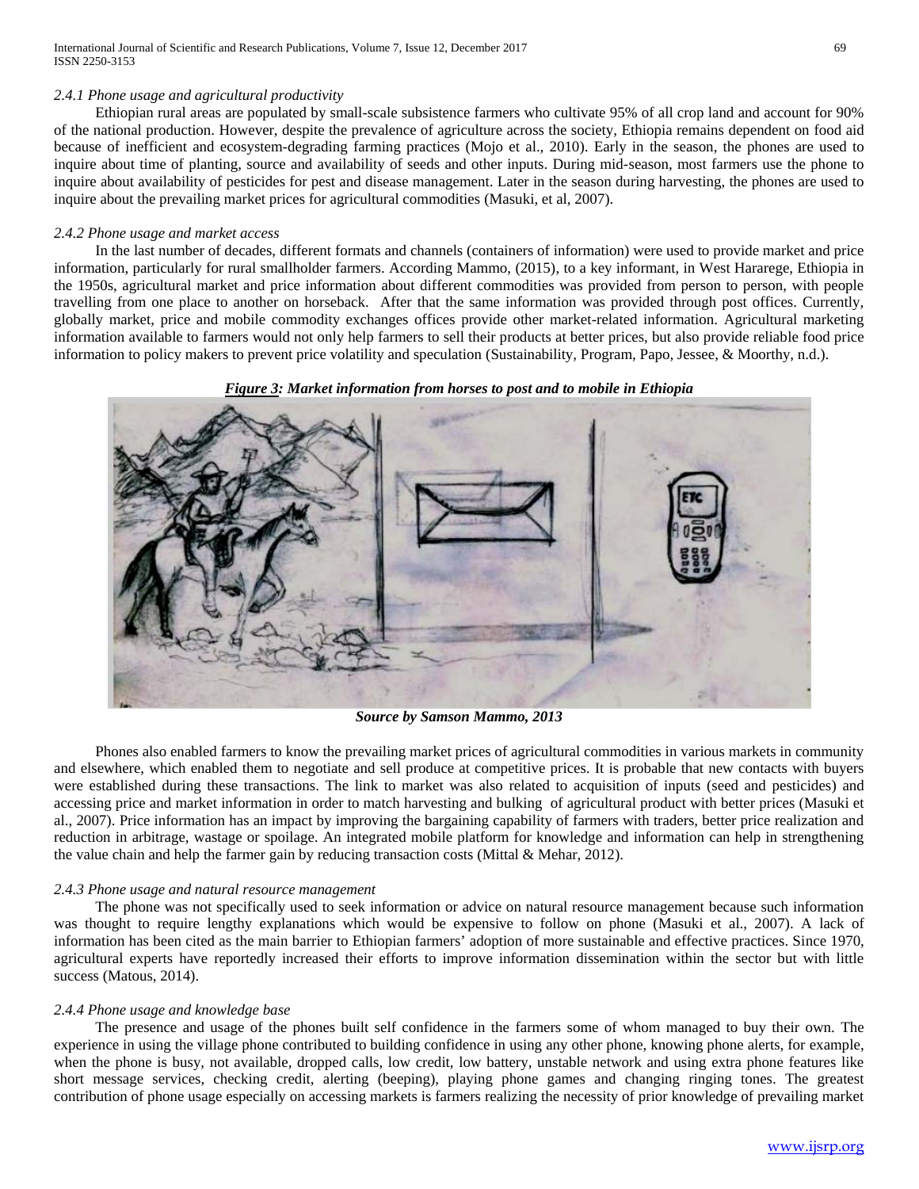*2.4.1 Phone usage and agricultural productivity*

Ethiopian rural areas are populated by small-scale subsistence farmers who cultivate 95% of all crop land and account for 90% of the national production. However, despite the prevalence of agriculture across the society, Ethiopia remains dependent on food aid because of inefficient and ecosystem-degrading farming practices (Mojo et al., 2010). Early in the season, the phones are used to inquire about time of planting, source and availability of seeds and other inputs. During mid-season, most farmers use the phone to inquire about availability of pesticides for pest and disease management. Later in the season during harvesting, the phones are used to inquire about the prevailing market prices for agricultural commodities (Masuki, et al, 2007).

*2.4.2 Phone usage and market access*

In the last number of decades, different formats and channels (containers of information) were used to provide market and price information, particularly for rural smallholder farmers. According Mammo, (2015), to a key informant, in West Hararege, Ethiopia in the 1950s, agricultural market and price information about different commodities was provided from person to person, with people travelling from one place to another on horseback. After that the same information was provided through post offices. Currently, globally market, price and mobile commodity exchanges offices provide other market-related information. Agricultural marketing information available to farmers would not only help farmers to sell their products at better prices, but also provide reliable food price information to policy makers to prevent price volatility and speculation (Sustainability, Program, Papo, Jessee, & Moorthy, n.d.).

***Figure 3: Market information from horses to post and to mobile in Ethiopia***

***Source by Samson Mammo, 2013***

Phones also enabled farmers to know the prevailing market prices of agricultural commodities in various markets in community and elsewhere, which enabled them to negotiate and sell produce at competitive prices. It is probable that new contacts with buyers were established during these transactions. The link to market was also related to acquisition of inputs (seed and pesticides) and accessing price and market information in order to match harvesting and bulking of agricultural product with better prices (Masuki et al., 2007). Price information has an impact by improving the bargaining capability of farmers with traders, better price realization and reduction in arbitrage, wastage or spoilage. An integrated mobile platform for knowledge and information can help in strengthening the value chain and help the farmer gain by reducing transaction costs (Mittal & Mehar, 2012).

*2.4.3 Phone usage and natural resource management*

The phone was not specifically used to seek information or advice on natural resource management because such information was thought to require lengthy explanations which would be expensive to follow on phone (Masuki et al., 2007). A lack of information has been cited as the main barrier to Ethiopian farmers' adoption of more sustainable and effective practices. Since 1970, agricultural experts have reportedly increased their efforts to improve information dissemination within the sector but with little success (Matous, 2014).

*2.4.4 Phone usage and knowledge base*

The presence and usage of the phones built self confidence in the farmers some of whom managed to buy their own. The experience in using the village phone contributed to building confidence in using any other phone, knowing phone alerts, for example, when the phone is busy, not available, dropped calls, low credit, low battery, unstable network and using extra phone features like short message services, checking credit, alerting (beeping), playing phone games and changing ringing tones. The greatest contribution of phone usage especially on accessing markets is farmers realizing the necessity of prior knowledge of prevailing market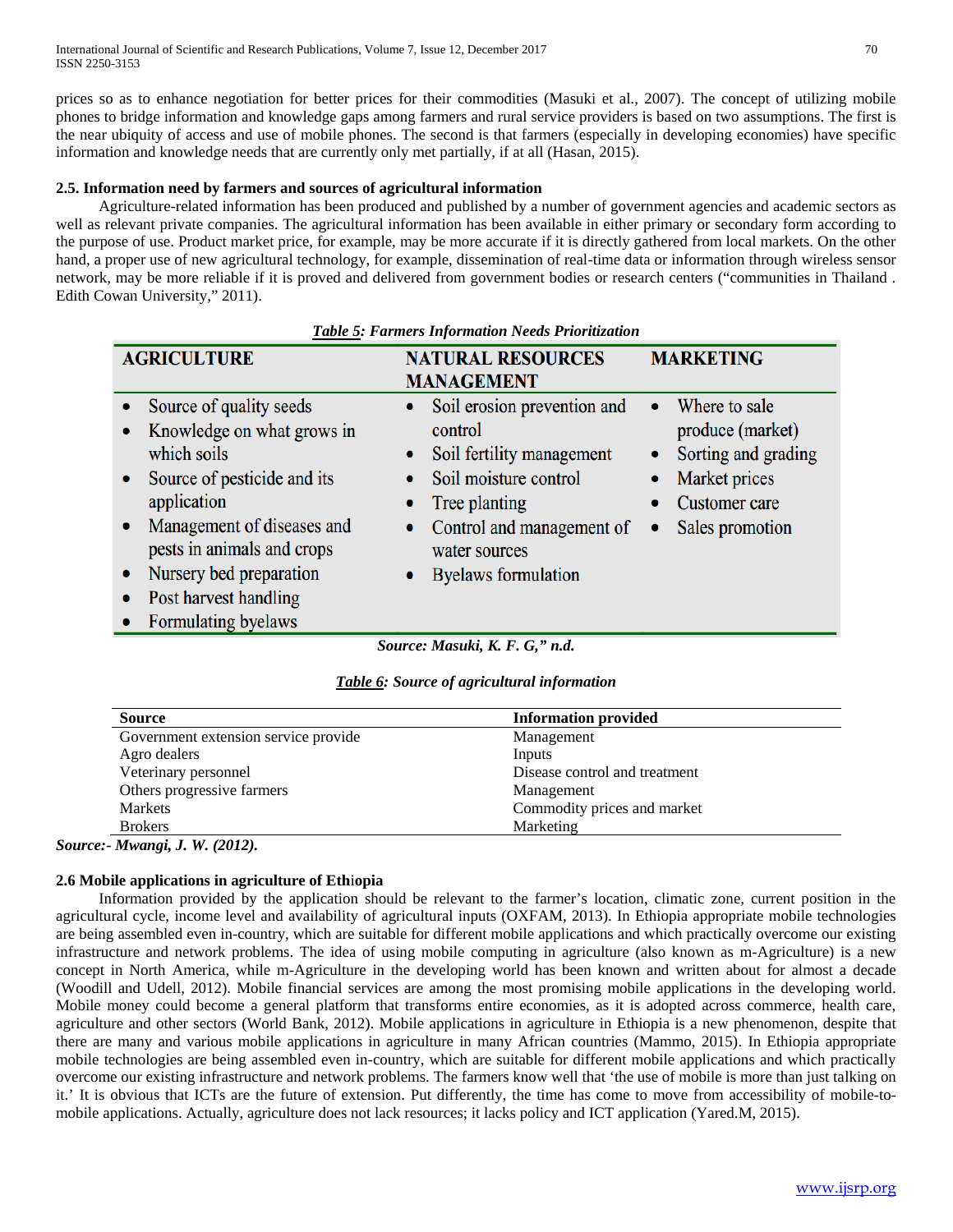prices so as to enhance negotiation for better prices for their commodities (Masuki et al., 2007). The concept of utilizing mobile phones to bridge information and knowledge gaps among farmers and rural service providers is based on two assumptions. The first is the near ubiquity of access and use of mobile phones. The second is that farmers (especially in developing economies) have specific information and knowledge needs that are currently only met partially, if at all (Hasan, 2015).

### 2.5. Information need by farmers and sources of agricultural information

Agriculture-related information has been produced and published by a number of government agencies and academic sectors as well as relevant private companies. The agricultural information has been available in either primary or secondary form according to the purpose of use. Product market price, for example, may be more accurate if it is directly gathered from local markets. On the other hand, a proper use of new agricultural technology, for example, dissemination of real-time data or information through wireless sensor network, may be more reliable if it is proved and delivered from government bodies or research centers ("communities in Thailand . Edith Cowan University," 2011).

***Table 5: Farmers Information Needs Prioritization***

| AGRICULTURE | NATURAL RESOURCES MANAGEMENT | MARKETING |
|---|---|---|
| • Source of quality seeds<br>• Knowledge on what grows in which soils<br>• Source of pesticide and its application<br>• Management of diseases and pests in animals and crops<br>• Nursery bed preparation<br>• Post harvest handling<br>• Formulating byelaws | • Soil erosion prevention and control<br>• Soil fertility management<br>• Soil moisture control<br>• Tree planting<br>• Control and management of water sources<br>• Byelaws formulation | • Where to sale produce (market)<br>• Sorting and grading<br>• Market prices<br>• Customer care<br>• Sales promotion |

***Source: Masuki, K. F. G," n.d.***

***Table 6: Source of agricultural information***

| Source | Information provided |
|---|---|
| Government extension service provide | Management |
| Agro dealers | Inputs |
| Veterinary personnel | Disease control and treatment |
| Others progressive farmers | Management |
| Markets | Commodity prices and market |
| Brokers | Marketing |

***Source:- Mwangi, J. W. (2012).***

### 2.6 Mobile applications in agriculture of Ethiopia

Information provided by the application should be relevant to the farmer's location, climatic zone, current position in the agricultural cycle, income level and availability of agricultural inputs (OXFAM, 2013). In Ethiopia appropriate mobile technologies are being assembled even in-country, which are suitable for different mobile applications and which practically overcome our existing infrastructure and network problems. The idea of using mobile computing in agriculture (also known as m-Agriculture) is a new concept in North America, while m-Agriculture in the developing world has been known and written about for almost a decade (Woodill and Udell, 2012). Mobile financial services are among the most promising mobile applications in the developing world. Mobile money could become a general platform that transforms entire economies, as it is adopted across commerce, health care, agriculture and other sectors (World Bank, 2012). Mobile applications in agriculture in Ethiopia is a new phenomenon, despite that there are many and various mobile applications in agriculture in many African countries (Mammo, 2015). In Ethiopia appropriate mobile technologies are being assembled even in-country, which are suitable for different mobile applications and which practically overcome our existing infrastructure and network problems. The farmers know well that 'the use of mobile is more than just talking on it.' It is obvious that ICTs are the future of extension. Put differently, the time has come to move from accessibility of mobile-to-mobile applications. Actually, agriculture does not lack resources; it lacks policy and ICT application (Yared.M, 2015).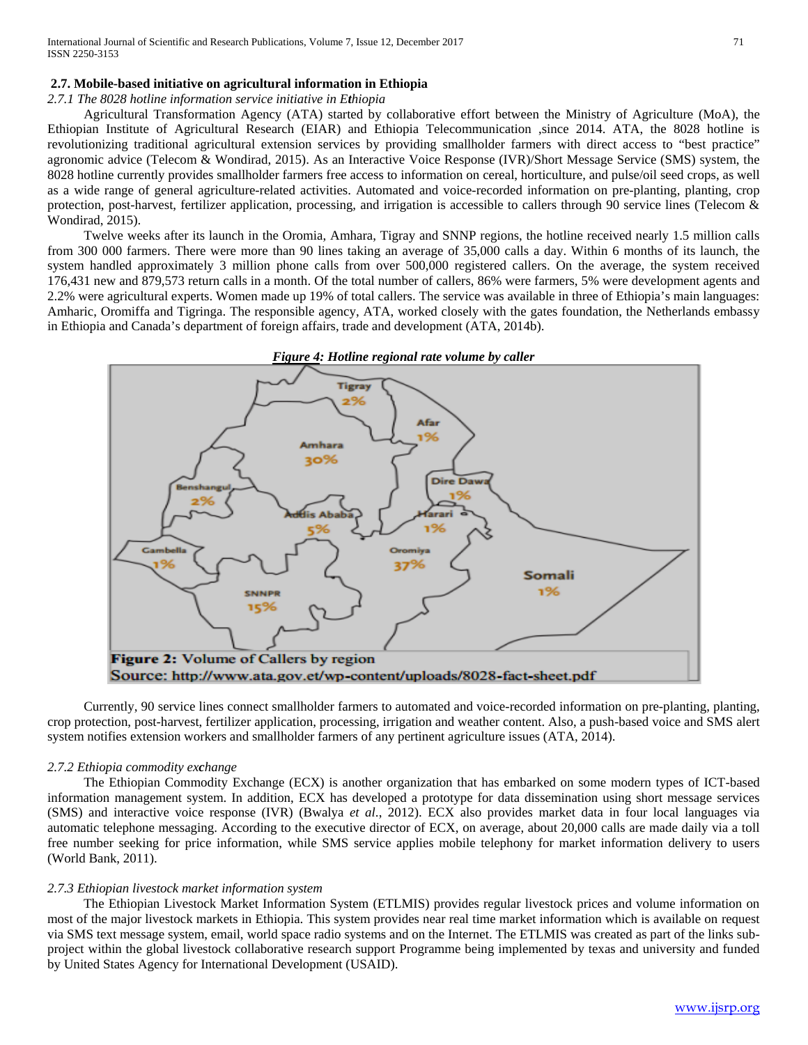## 2.7. Mobile-based initiative on agricultural information in Ethiopia

### *2.7.1 The 8028 hotline information service initiative in Ethiopia*

Agricultural Transformation Agency (ATA) started by collaborative effort between the Ministry of Agriculture (MoA), the Ethiopian Institute of Agricultural Research (EIAR) and Ethiopia Telecommunication ,since 2014. ATA, the 8028 hotline is revolutionizing traditional agricultural extension services by providing smallholder farmers with direct access to "best practice" agronomic advice (Telecom & Wondirad, 2015). As an Interactive Voice Response (IVR)/Short Message Service (SMS) system, the 8028 hotline currently provides smallholder farmers free access to information on cereal, horticulture, and pulse/oil seed crops, as well as a wide range of general agriculture-related activities. Automated and voice-recorded information on pre-planting, planting, crop protection, post-harvest, fertilizer application, processing, and irrigation is accessible to callers through 90 service lines (Telecom & Wondirad, 2015).

Twelve weeks after its launch in the Oromia, Amhara, Tigray and SNNP regions, the hotline received nearly 1.5 million calls from 300 000 farmers. There were more than 90 lines taking an average of 35,000 calls a day. Within 6 months of its launch, the system handled approximately 3 million phone calls from over 500,000 registered callers. On the average, the system received 176,431 new and 879,573 return calls in a month. Of the total number of callers, 86% were farmers, 5% were development agents and 2.2% were agricultural experts. Women made up 19% of total callers. The service was available in three of Ethiopia's main languages: Amharic, Oromiffa and Tigringa. The responsible agency, ATA, worked closely with the gates foundation, the Netherlands embassy in Ethiopia and Canada's department of foreign affairs, trade and development (ATA, 2014b).

***Figure 4: Hotline regional rate volume by caller***

Tigray 2%, Afar 1%, Amhara 30%, Benshangul 2%, Dire Dawa 1%, Harari 1%, Addis Ababa 5%, Gambella 1%, Oromiya 37%, Somali 1%, SNNPR 15%

**Figure 2:** Volume of Callers by region
Source: http://www.ata.gov.et/wp-content/uploads/8028-fact-sheet.pdf

Currently, 90 service lines connect smallholder farmers to automated and voice-recorded information on pre-planting, planting, crop protection, post-harvest, fertilizer application, processing, irrigation and weather content. Also, a push-based voice and SMS alert system notifies extension workers and smallholder farmers of any pertinent agriculture issues (ATA, 2014).

### *2.7.2 Ethiopia commodity exchange*

The Ethiopian Commodity Exchange (ECX) is another organization that has embarked on some modern types of ICT-based information management system. In addition, ECX has developed a prototype for data dissemination using short message services (SMS) and interactive voice response (IVR) (Bwalya *et al*., 2012). ECX also provides market data in four local languages via automatic telephone messaging. According to the executive director of ECX, on average, about 20,000 calls are made daily via a toll free number seeking for price information, while SMS service applies mobile telephony for market information delivery to users (World Bank, 2011).

### *2.7.3 Ethiopian livestock market information system*

The Ethiopian Livestock Market Information System (ETLMIS) provides regular livestock prices and volume information on most of the major livestock markets in Ethiopia. This system provides near real time market information which is available on request via SMS text message system, email, world space radio systems and on the Internet. The ETLMIS was created as part of the links sub-project within the global livestock collaborative research support Programme being implemented by texas and university and funded by United States Agency for International Development (USAID).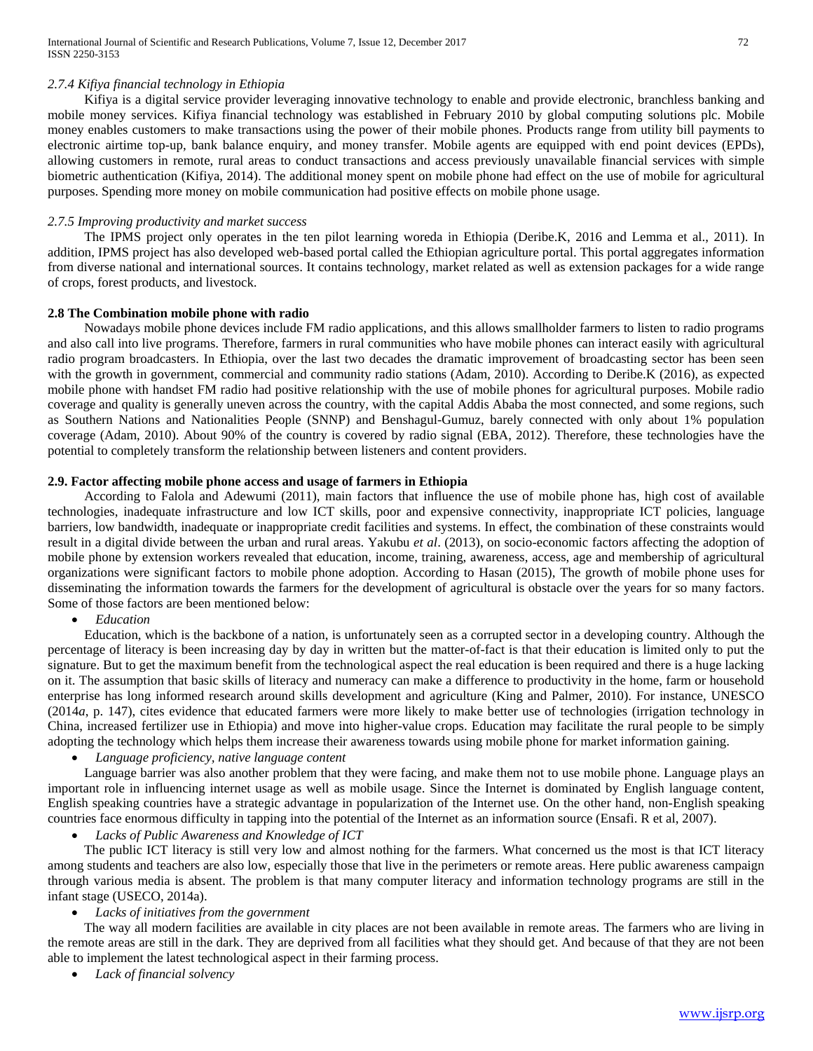### *2.7.4 Kifiya financial technology in Ethiopia*

Kifiya is a digital service provider leveraging innovative technology to enable and provide electronic, branchless banking and mobile money services. Kifiya financial technology was established in February 2010 by global computing solutions plc. Mobile money enables customers to make transactions using the power of their mobile phones. Products range from utility bill payments to electronic airtime top-up, bank balance enquiry, and money transfer. Mobile agents are equipped with end point devices (EPDs), allowing customers in remote, rural areas to conduct transactions and access previously unavailable financial services with simple biometric authentication (Kifiya, 2014). The additional money spent on mobile phone had effect on the use of mobile for agricultural purposes. Spending more money on mobile communication had positive effects on mobile phone usage.

### *2.7.5 Improving productivity and market success*

The IPMS project only operates in the ten pilot learning woreda in Ethiopia (Deribe.K, 2016 and Lemma et al., 2011). In addition, IPMS project has also developed web-based portal called the Ethiopian agriculture portal. This portal aggregates information from diverse national and international sources. It contains technology, market related as well as extension packages for a wide range of crops, forest products, and livestock.

## 2.8 The Combination mobile phone with radio

Nowadays mobile phone devices include FM radio applications, and this allows smallholder farmers to listen to radio programs and also call into live programs. Therefore, farmers in rural communities who have mobile phones can interact easily with agricultural radio program broadcasters. In Ethiopia, over the last two decades the dramatic improvement of broadcasting sector has been seen with the growth in government, commercial and community radio stations (Adam, 2010). According to Deribe.K (2016), as expected mobile phone with handset FM radio had positive relationship with the use of mobile phones for agricultural purposes. Mobile radio coverage and quality is generally uneven across the country, with the capital Addis Ababa the most connected, and some regions, such as Southern Nations and Nationalities People (SNNP) and Benshagul-Gumuz, barely connected with only about 1% population coverage (Adam, 2010). About 90% of the country is covered by radio signal (EBA, 2012). Therefore, these technologies have the potential to completely transform the relationship between listeners and content providers.

## 2.9. Factor affecting mobile phone access and usage of farmers in Ethiopia

According to Falola and Adewumi (2011), main factors that influence the use of mobile phone has, high cost of available technologies, inadequate infrastructure and low ICT skills, poor and expensive connectivity, inappropriate ICT policies, language barriers, low bandwidth, inadequate or inappropriate credit facilities and systems. In effect, the combination of these constraints would result in a digital divide between the urban and rural areas. Yakubu *et al*. (2013), on socio-economic factors affecting the adoption of mobile phone by extension workers revealed that education, income, training, awareness, access, age and membership of agricultural organizations were significant factors to mobile phone adoption. According to Hasan (2015), The growth of mobile phone uses for disseminating the information towards the farmers for the development of agricultural is obstacle over the years for so many factors. Some of those factors are been mentioned below:

- *Education*

Education, which is the backbone of a nation, is unfortunately seen as a corrupted sector in a developing country. Although the percentage of literacy is been increasing day by day in written but the matter-of-fact is that their education is limited only to put the signature. But to get the maximum benefit from the technological aspect the real education is been required and there is a huge lacking on it. The assumption that basic skills of literacy and numeracy can make a difference to productivity in the home, farm or household enterprise has long informed research around skills development and agriculture (King and Palmer, 2010). For instance, UNESCO (2014*a*, p. 147), cites evidence that educated farmers were more likely to make better use of technologies (irrigation technology in China, increased fertilizer use in Ethiopia) and move into higher-value crops. Education may facilitate the rural people to be simply adopting the technology which helps them increase their awareness towards using mobile phone for market information gaining.

- *Language proficiency, native language content*

Language barrier was also another problem that they were facing, and make them not to use mobile phone. Language plays an important role in influencing internet usage as well as mobile usage. Since the Internet is dominated by English language content, English speaking countries have a strategic advantage in popularization of the Internet use. On the other hand, non-English speaking countries face enormous difficulty in tapping into the potential of the Internet as an information source (Ensafi. R et al, 2007).

- *Lacks of Public Awareness and Knowledge of ICT*

The public ICT literacy is still very low and almost nothing for the farmers. What concerned us the most is that ICT literacy among students and teachers are also low, especially those that live in the perimeters or remote areas. Here public awareness campaign through various media is absent. The problem is that many computer literacy and information technology programs are still in the infant stage (USECO, 2014a).

- *Lacks of initiatives from the government*

The way all modern facilities are available in city places are not been available in remote areas. The farmers who are living in the remote areas are still in the dark. They are deprived from all facilities what they should get. And because of that they are not been able to implement the latest technological aspect in their farming process.

- *Lack of financial solvency*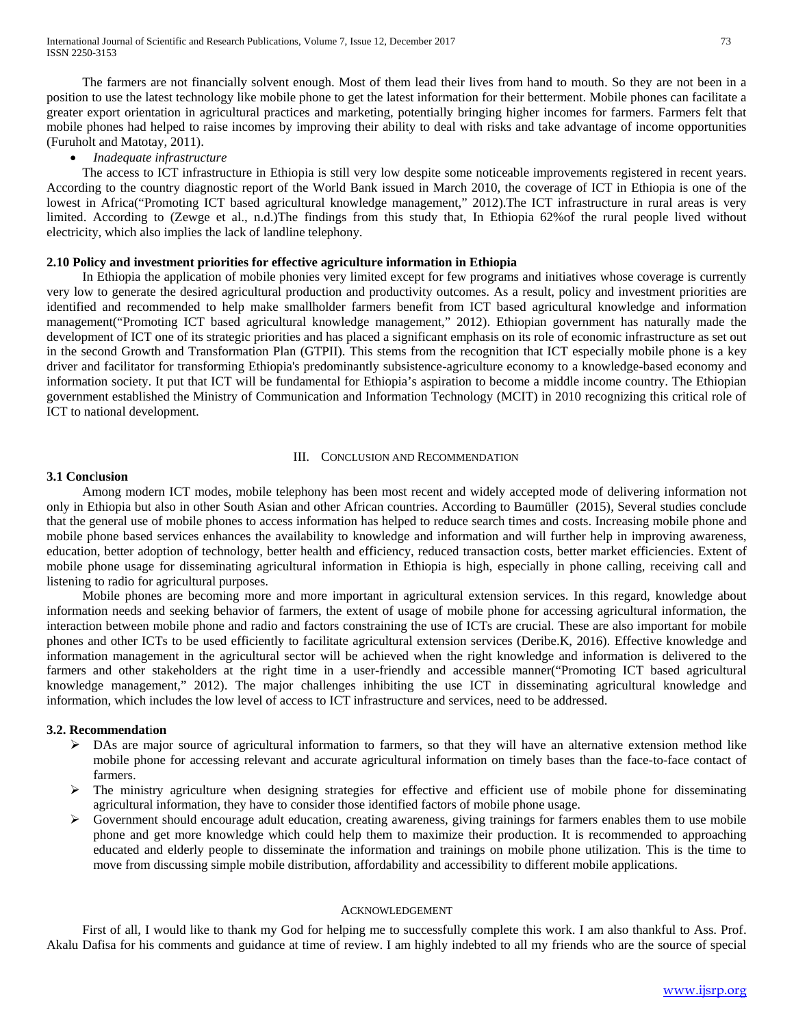The farmers are not financially solvent enough. Most of them lead their lives from hand to mouth. So they are not been in a position to use the latest technology like mobile phone to get the latest information for their betterment. Mobile phones can facilitate a greater export orientation in agricultural practices and marketing, potentially bringing higher incomes for farmers. Farmers felt that mobile phones had helped to raise incomes by improving their ability to deal with risks and take advantage of income opportunities (Furuholt and Matotay, 2011).

- *Inadequate infrastructure*

The access to ICT infrastructure in Ethiopia is still very low despite some noticeable improvements registered in recent years. According to the country diagnostic report of the World Bank issued in March 2010, the coverage of ICT in Ethiopia is one of the lowest in Africa("Promoting ICT based agricultural knowledge management," 2012).The ICT infrastructure in rural areas is very limited. According to (Zewge et al., n.d.)The findings from this study that, In Ethiopia 62%of the rural people lived without electricity, which also implies the lack of landline telephony.

### 2.10 Policy and investment priorities for effective agriculture information in Ethiopia

In Ethiopia the application of mobile phonies very limited except for few programs and initiatives whose coverage is currently very low to generate the desired agricultural production and productivity outcomes. As a result, policy and investment priorities are identified and recommended to help make smallholder farmers benefit from ICT based agricultural knowledge and information management("Promoting ICT based agricultural knowledge management," 2012). Ethiopian government has naturally made the development of ICT one of its strategic priorities and has placed a significant emphasis on its role of economic infrastructure as set out in the second Growth and Transformation Plan (GTPII). This stems from the recognition that ICT especially mobile phone is a key driver and facilitator for transforming Ethiopia's predominantly subsistence-agriculture economy to a knowledge-based economy and information society. It put that ICT will be fundamental for Ethiopia's aspiration to become a middle income country. The Ethiopian government established the Ministry of Communication and Information Technology (MCIT) in 2010 recognizing this critical role of ICT to national development.

## III. Conclusion and Recommendation

### 3.1 Conclusion

Among modern ICT modes, mobile telephony has been most recent and widely accepted mode of delivering information not only in Ethiopia but also in other South Asian and other African countries. According to Baumüller (2015), Several studies conclude that the general use of mobile phones to access information has helped to reduce search times and costs. Increasing mobile phone and mobile phone based services enhances the availability to knowledge and information and will further help in improving awareness, education, better adoption of technology, better health and efficiency, reduced transaction costs, better market efficiencies. Extent of mobile phone usage for disseminating agricultural information in Ethiopia is high, especially in phone calling, receiving call and listening to radio for agricultural purposes.

Mobile phones are becoming more and more important in agricultural extension services. In this regard, knowledge about information needs and seeking behavior of farmers, the extent of usage of mobile phone for accessing agricultural information, the interaction between mobile phone and radio and factors constraining the use of ICTs are crucial. These are also important for mobile phones and other ICTs to be used efficiently to facilitate agricultural extension services (Deribe.K, 2016). Effective knowledge and information management in the agricultural sector will be achieved when the right knowledge and information is delivered to the farmers and other stakeholders at the right time in a user-friendly and accessible manner("Promoting ICT based agricultural knowledge management," 2012). The major challenges inhibiting the use ICT in disseminating agricultural knowledge and information, which includes the low level of access to ICT infrastructure and services, need to be addressed.

### 3.2. Recommendation

- DAs are major source of agricultural information to farmers, so that they will have an alternative extension method like mobile phone for accessing relevant and accurate agricultural information on timely bases than the face-to-face contact of farmers.
- The ministry agriculture when designing strategies for effective and efficient use of mobile phone for disseminating agricultural information, they have to consider those identified factors of mobile phone usage.
- Government should encourage adult education, creating awareness, giving trainings for farmers enables them to use mobile phone and get more knowledge which could help them to maximize their production. It is recommended to approaching educated and elderly people to disseminate the information and trainings on mobile phone utilization. This is the time to move from discussing simple mobile distribution, affordability and accessibility to different mobile applications.

## Acknowledgement

First of all, I would like to thank my God for helping me to successfully complete this work. I am also thankful to Ass. Prof. Akalu Dafisa for his comments and guidance at time of review. I am highly indebted to all my friends who are the source of special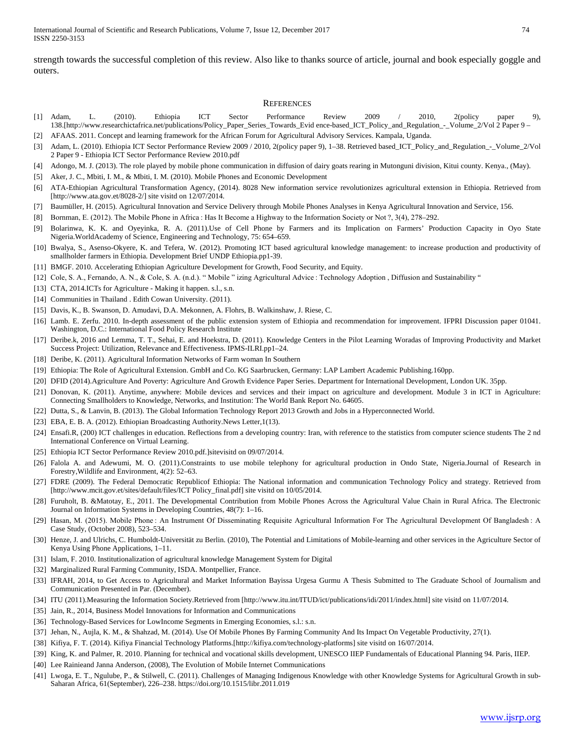strength towards the successful completion of this review. Also like to thanks source of article, journal and book especially goggle and outers.

## REFERENCES

[1] Adam, L. (2010). Ethiopia ICT Sector Performance Review 2009 / 2010, 2(policy paper 9), 138.[http://www.researchictafrica.net/publications/Policy_Paper_Series_Towards_Evid ence-based_ICT_Policy_and_Regulation_-_Volume_2/Vol 2 Paper 9 –

[2] AFAAS. 2011. Concept and learning framework for the African Forum for Agricultural Advisory Services. Kampala, Uganda.

[3] Adam, L. (2010). Ethiopia ICT Sector Performance Review 2009 / 2010, 2(policy paper 9), 1–38. Retrieved based_ICT_Policy_and_Regulation_-_Volume_2/Vol 2 Paper 9 - Ethiopia ICT Sector Performance Review 2010.pdf

[4] Adongo, M. J. (2013). The role played by mobile phone communication in diffusion of dairy goats rearing in Mutonguni division, Kitui county. Kenya., (May).

[5] Aker, J. C., Mbiti, I. M., & Mbiti, I. M. (2010). Mobile Phones and Economic Development

[6] ATA-Ethiopian Agricultural Transformation Agency, (2014). 8028 New information service revolutionizes agricultural extension in Ethiopia. Retrieved from [http://www.ata.gov.et/8028-2/] site visitd on 12/07/2014.

[7] Baumüller, H. (2015). Agricultural Innovation and Service Delivery through Mobile Phones Analyses in Kenya Agricultural Innovation and Service, 156.

[8] Bornman, E. (2012). The Mobile Phone in Africa : Has It Become a Highway to the Information Society or Not ?, 3(4), 278–292.

[9] Bolarinwa, K. K. and Oyeyinka, R. A. (2011).Use of Cell Phone by Farmers and its Implication on Farmers' Production Capacity in Oyo State Nigeria.WorldAcademy of Science, Engineering and Technology, 75: 654–659.

[10] Bwalya, S., Asenso-Okyere, K. and Tefera, W. (2012). Promoting ICT based agricultural knowledge management: to increase production and productivity of smallholder farmers in Ethiopia. Development Brief UNDP Ethiopia.pp1-39.

[11] BMGF. 2010. Accelerating Ethiopian Agriculture Development for Growth, Food Security, and Equity.

[12] Cole, S. A., Fernando, A. N., & Cole, S. A. (n.d.). " Mobile " izing Agricultural Advice : Technology Adoption , Diffusion and Sustainability "

[13] CTA, 2014.ICTs for Agriculture - Making it happen. s.l., s.n.

[14] Communities in Thailand . Edith Cowan University. (2011).

[15] Davis, K., B. Swanson, D. Amudavi, D.A. Mekonnen, A. Flohrs, B. Walkinshaw, J. Riese, C.

[16] Lamb. E. Zerfu. 2010. In-depth assessment of the public extension system of Ethiopia and recommendation for improvement. IFPRI Discussion paper 01041. Washington, D.C.: International Food Policy Research Institute

[17] Deribe.k, 2016 and Lemma, T. T., Sehai, E. and Hoekstra, D. (2011). Knowledge Centers in the Pilot Learning Woradas of Improving Productivity and Market Success Project: Utilization, Relevance and Effectiveness. IPMS-ILRI.pp1–24.

[18] Deribe, K. (2011). Agricultural Information Networks of Farm woman In Southern

[19] Ethiopia: The Role of Agricultural Extension. GmbH and Co. KG Saarbrucken, Germany: LAP Lambert Academic Publishing.160pp.

[20] DFID (2014).Agriculture And Poverty: Agriculture And Growth Evidence Paper Series. Department for International Development, London UK. 35pp.

[21] Donovan, K. (2011). Anytime, anywhere: Mobile devices and services and their impact on agriculture and development. Module 3 in ICT in Agriculture: Connecting Smallholders to Knowledge, Networks, and Institution: The World Bank Report No. 64605.

[22] Dutta, S., & Lanvin, B. (2013). The Global Information Technology Report 2013 Growth and Jobs in a Hyperconnected World.

[23] EBA, E. B. A. (2012). Ethiopian Broadcasting Authority.News Letter,1(13).

[24] Ensafi.R, (200) ICT challenges in education. Reflections from a developing country: Iran, with reference to the statistics from computer science students The 2 nd International Conference on Virtual Learning.

[25] Ethiopia ICT Sector Performance Review 2010.pdf.]sitevisitd on 09/07/2014.

[26] Falola A. and Adewumi, M. O. (2011).Constraints to use mobile telephony for agricultural production in Ondo State, Nigeria.Journal of Research in Forestry,Wildlife and Environment, 4(2): 52–63.

[27] FDRE (2009). The Federal Democratic Republicof Ethiopia: The National information and communication Technology Policy and strategy. Retrieved from [http://www.mcit.gov.et/sites/default/files/ICT Policy_final.pdf] site visitd on 10/05/2014.

[28] Furuholt, B. &Matotay, E., 2011. The Developmental Contribution from Mobile Phones Across the Agricultural Value Chain in Rural Africa. The Electronic Journal on Information Systems in Developing Countries, 48(7): 1–16.

[29] Hasan, M. (2015). Mobile Phone : An Instrument Of Disseminating Requisite Agricultural Information For The Agricultural Development Of Bangladesh : A Case Study, (October 2008), 523–534.

[30] Henze, J. and Ulrichs, C. Humboldt-Universität zu Berlin. (2010), The Potential and Limitations of Mobile-learning and other services in the Agriculture Sector of Kenya Using Phone Applications, 1–11.

[31] Islam, F. 2010. Institutionalization of agricultural knowledge Management System for Digital

[32] Marginalized Rural Farming Community, ISDA. Montpellier, France.

[33] IFRAH, 2014, to Get Access to Agricultural and Market Information Bayissa Urgesa Gurmu A Thesis Submitted to The Graduate School of Journalism and Communication Presented in Par. (December).

[34] ITU (2011).Measuring the Information Society.Retrieved from [http://www.itu.int/ITUD/ict/publications/idi/2011/index.html] site visitd on 11/07/2014.

[35] Jain, R., 2014, Business Model Innovations for Information and Communications

[36] Technology-Based Services for LowIncome Segments in Emerging Economies, s.l.: s.n.

[37] Jehan, N., Aujla, K. M., & Shahzad, M. (2014). Use Of Mobile Phones By Farming Community And Its Impact On Vegetable Productivity, 27(1).

[38] Kifiya, F. T. (2014). Kifiya Financial Technology Platforms.[http://kifiya.com/technology-platforms] site visitd on 16/07/2014.

[39] King, K. and Palmer, R. 2010. Planning for technical and vocational skills development, UNESCO IIEP Fundamentals of Educational Planning 94. Paris, IIEP.

[40] Lee Rainieand Janna Anderson, (2008), The Evolution of Mobile Internet Communications

[41] Lwoga, E. T., Ngulube, P., & Stilwell, C. (2011). Challenges of Managing Indigenous Knowledge with other Knowledge Systems for Agricultural Growth in sub-Saharan Africa, 61(September), 226–238. https://doi.org/10.1515/libr.2011.019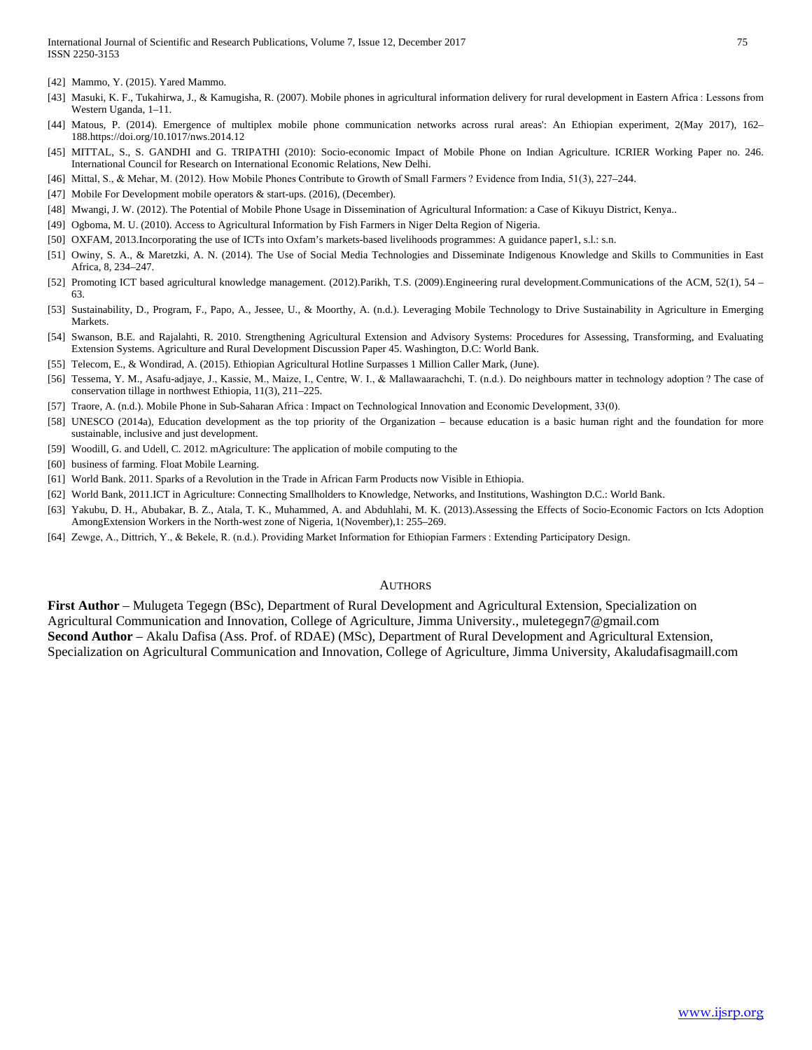[42] Mammo, Y. (2015). Yared Mammo.

[43] Masuki, K. F., Tukahirwa, J., & Kamugisha, R. (2007). Mobile phones in agricultural information delivery for rural development in Eastern Africa : Lessons from Western Uganda, 1–11.

[44] Matous, P. (2014). Emergence of multiplex mobile phone communication networks across rural areas': An Ethiopian experiment, 2(May 2017), 162–188.https://doi.org/10.1017/nws.2014.12

[45] MITTAL, S., S. GANDHI and G. TRIPATHI (2010): Socio-economic Impact of Mobile Phone on Indian Agriculture. ICRIER Working Paper no. 246. International Council for Research on International Economic Relations, New Delhi.

[46] Mittal, S., & Mehar, M. (2012). How Mobile Phones Contribute to Growth of Small Farmers ? Evidence from India, 51(3), 227–244.

[47] Mobile For Development mobile operators & start-ups. (2016), (December).

[48] Mwangi, J. W. (2012). The Potential of Mobile Phone Usage in Dissemination of Agricultural Information: a Case of Kikuyu District, Kenya..

[49] Ogboma, M. U. (2010). Access to Agricultural Information by Fish Farmers in Niger Delta Region of Nigeria.

[50] OXFAM, 2013.Incorporating the use of ICTs into Oxfam's markets-based livelihoods programmes: A guidance paper1, s.l.: s.n.

[51] Owiny, S. A., & Maretzki, A. N. (2014). The Use of Social Media Technologies and Disseminate Indigenous Knowledge and Skills to Communities in East Africa, 8, 234–247.

[52] Promoting ICT based agricultural knowledge management. (2012).Parikh, T.S. (2009).Engineering rural development.Communications of the ACM, 52(1), 54 – 63.

[53] Sustainability, D., Program, F., Papo, A., Jessee, U., & Moorthy, A. (n.d.). Leveraging Mobile Technology to Drive Sustainability in Agriculture in Emerging Markets.

[54] Swanson, B.E. and Rajalahti, R. 2010. Strengthening Agricultural Extension and Advisory Systems: Procedures for Assessing, Transforming, and Evaluating Extension Systems. Agriculture and Rural Development Discussion Paper 45. Washington, D.C: World Bank.

[55] Telecom, E., & Wondirad, A. (2015). Ethiopian Agricultural Hotline Surpasses 1 Million Caller Mark, (June).

[56] Tessema, Y. M., Asafu-adjaye, J., Kassie, M., Maize, I., Centre, W. I., & Mallawaarachchi, T. (n.d.). Do neighbours matter in technology adoption ? The case of conservation tillage in northwest Ethiopia, 11(3), 211–225.

[57] Traore, A. (n.d.). Mobile Phone in Sub-Saharan Africa : Impact on Technological Innovation and Economic Development, 33(0).

[58] UNESCO (2014a), Education development as the top priority of the Organization – because education is a basic human right and the foundation for more sustainable, inclusive and just development.

[59] Woodill, G. and Udell, C. 2012. mAgriculture: The application of mobile computing to the

[60] business of farming. Float Mobile Learning.

[61] World Bank. 2011. Sparks of a Revolution in the Trade in African Farm Products now Visible in Ethiopia.

[62] World Bank, 2011.ICT in Agriculture: Connecting Smallholders to Knowledge, Networks, and Institutions, Washington D.C.: World Bank.

[63] Yakubu, D. H., Abubakar, B. Z., Atala, T. K., Muhammed, A. and Abduhlahi, M. K. (2013).Assessing the Effects of Socio-Economic Factors on Icts Adoption AmongExtension Workers in the North-west zone of Nigeria, 1(November),1: 255–269.

[64] Zewge, A., Dittrich, Y., & Bekele, R. (n.d.). Providing Market Information for Ethiopian Farmers : Extending Participatory Design.

## AUTHORS

**First Author** – Mulugeta Tegegn (BSc), Department of Rural Development and Agricultural Extension, Specialization on Agricultural Communication and Innovation, College of Agriculture, Jimma University., muletegegn7@gmail.com

**Second Author** – Akalu Dafisa (Ass. Prof. of RDAE) (MSc), Department of Rural Development and Agricultural Extension, Specialization on Agricultural Communication and Innovation, College of Agriculture, Jimma University, Akaludafisagmaill.com